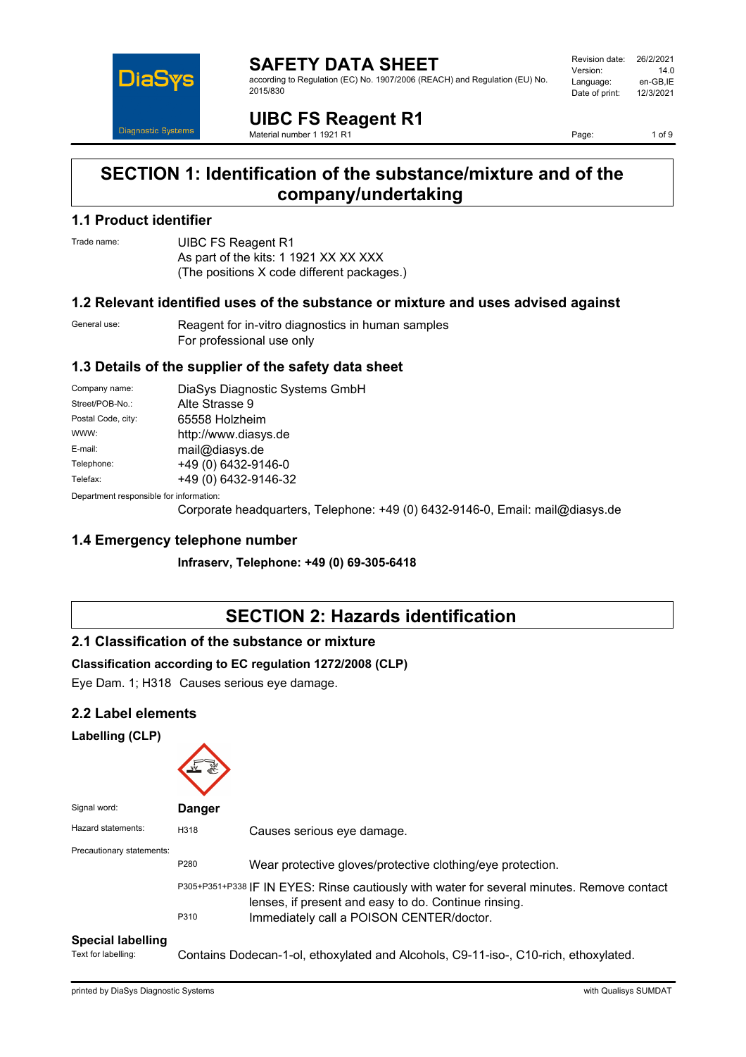# SAFETY DATA SHEET

according to Regulation (EC) No. 1907/2006 (REACH) and Regulation (EU) No. 2015/830

| | |
|---|---|
| Revision date: | 26/2/2021 |
| Version: | 14.0 |
| Language: | en-GB,IE |
| Date of print: | 12/3/2021 |

# UIBC FS Reagent R1

Material number 1 1921 R1

## SECTION 1: Identification of the substance/mixture and of the company/undertaking

### 1.1 Product identifier

Trade name: UIBC FS Reagent R1
As part of the kits: 1 1921 XX XX XXX
(The positions X code different packages.)

### 1.2 Relevant identified uses of the substance or mixture and uses advised against

General use: Reagent for in-vitro diagnostics in human samples
For professional use only

### 1.3 Details of the supplier of the safety data sheet

| | |
|---|---|
| Company name: | DiaSys Diagnostic Systems GmbH |
| Street/POB-No.: | Alte Strasse 9 |
| Postal Code, city: | 65558 Holzheim |
| WWW: | http://www.diasys.de |
| E-mail: | mail@diasys.de |
| Telephone: | +49 (0) 6432-9146-0 |
| Telefax: | +49 (0) 6432-9146-32 |

Department responsible for information:
Corporate headquarters, Telephone: +49 (0) 6432-9146-0, Email: mail@diasys.de

### 1.4 Emergency telephone number

**Infraserv, Telephone: +49 (0) 69-305-6418**

## SECTION 2: Hazards identification

### 2.1 Classification of the substance or mixture

**Classification according to EC regulation 1272/2008 (CLP)**

Eye Dam. 1; H318 Causes serious eye damage.

### 2.2 Label elements

**Labelling (CLP)**

Signal word: **Danger**

Hazard statements:

| | |
|---|---|
| H318 | Causes serious eye damage. |

Precautionary statements:

| | |
|---|---|
| P280 | Wear protective gloves/protective clothing/eye protection. |
| P305+P351+P338 | IF IN EYES: Rinse cautiously with water for several minutes. Remove contact lenses, if present and easy to do. Continue rinsing. |
| P310 | Immediately call a POISON CENTER/doctor. |

**Special labelling**

Text for labelling: Contains Dodecan-1-ol, ethoxylated and Alcohols, C9-11-iso-, C10-rich, ethoxylated.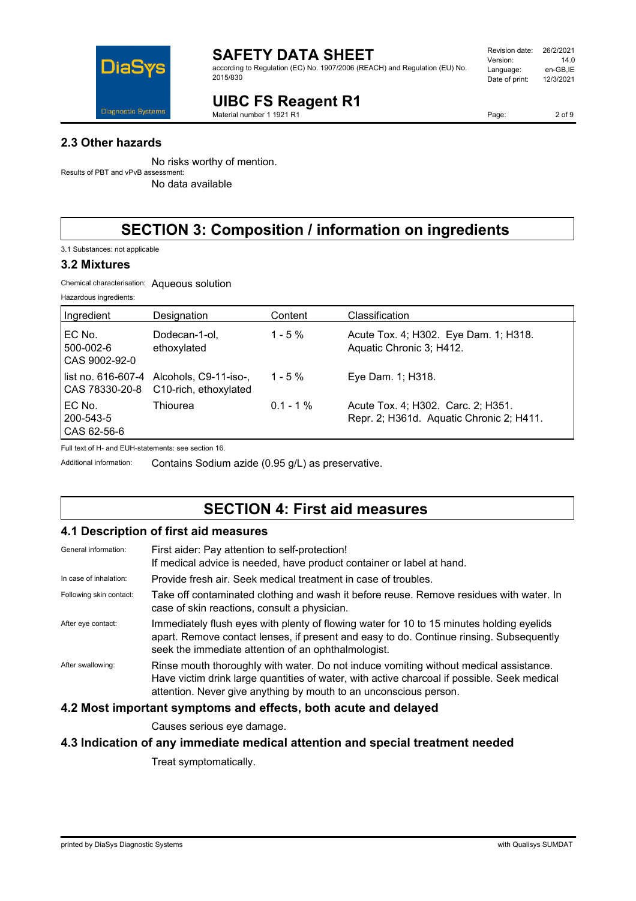### 2.3 Other hazards

No risks worthy of mention.

Results of PBT and vPvB assessment:

No data available

## SECTION 3: Composition / information on ingredients

3.1 Substances: not applicable

### 3.2 Mixtures

Chemical characterisation: Aqueous solution

Hazardous ingredients:

| Ingredient | Designation | Content | Classification |
|---|---|---|---|
| EC No. 500-002-6 CAS 9002-92-0 | Dodecan-1-ol, ethoxylated | 1 - 5 % | Acute Tox. 4; H302. Eye Dam. 1; H318. Aquatic Chronic 3; H412. |
| list no. 616-607-4 CAS 78330-20-8 | Alcohols, C9-11-iso-, C10-rich, ethoxylated | 1 - 5 % | Eye Dam. 1; H318. |
| EC No. 200-543-5 CAS 62-56-6 | Thiourea | 0.1 - 1 % | Acute Tox. 4; H302. Carc. 2; H351. Repr. 2; H361d. Aquatic Chronic 2; H411. |

Full text of H- and EUH-statements: see section 16.

Additional information: Contains Sodium azide (0.95 g/L) as preservative.

## SECTION 4: First aid measures

### 4.1 Description of first aid measures

General information: First aider: Pay attention to self-protection! If medical advice is needed, have product container or label at hand.

In case of inhalation: Provide fresh air. Seek medical treatment in case of troubles.

Following skin contact: Take off contaminated clothing and wash it before reuse. Remove residues with water. In case of skin reactions, consult a physician.

After eye contact: Immediately flush eyes with plenty of flowing water for 10 to 15 minutes holding eyelids apart. Remove contact lenses, if present and easy to do. Continue rinsing. Subsequently seek the immediate attention of an ophthalmologist.

After swallowing: Rinse mouth thoroughly with water. Do not induce vomiting without medical assistance. Have victim drink large quantities of water, with active charcoal if possible. Seek medical attention. Never give anything by mouth to an unconscious person.

### 4.2 Most important symptoms and effects, both acute and delayed

Causes serious eye damage.

### 4.3 Indication of any immediate medical attention and special treatment needed

Treat symptomatically.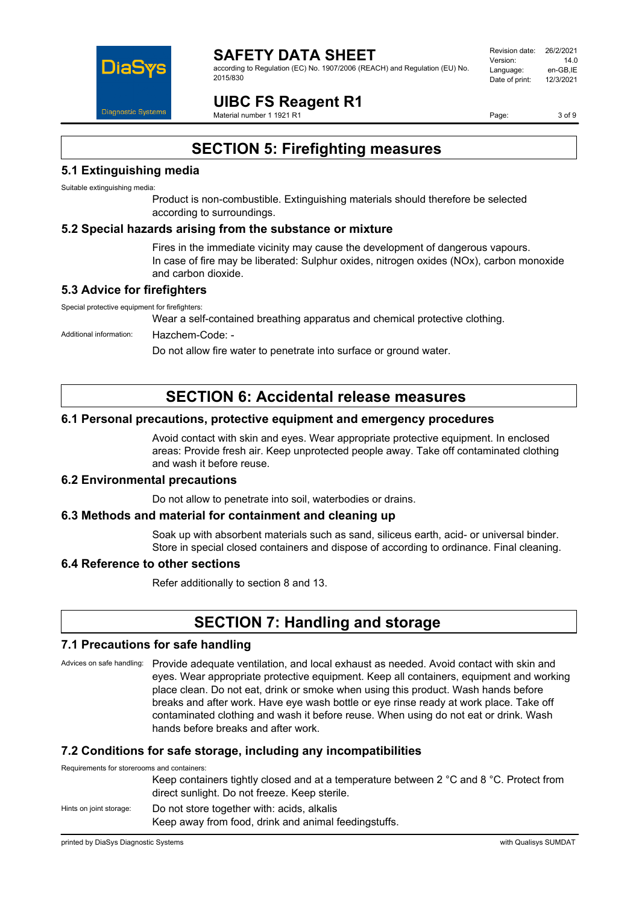# SECTION 5: Firefighting measures

## 5.1 Extinguishing media

Suitable extinguishing media:

Product is non-combustible. Extinguishing materials should therefore be selected according to surroundings.

## 5.2 Special hazards arising from the substance or mixture

Fires in the immediate vicinity may cause the development of dangerous vapours.
In case of fire may be liberated: Sulphur oxides, nitrogen oxides (NOx), carbon monoxide and carbon dioxide.

## 5.3 Advice for firefighters

Special protective equipment for firefighters:

Wear a self-contained breathing apparatus and chemical protective clothing.

Additional information: Hazchem-Code: -

Do not allow fire water to penetrate into surface or ground water.

# SECTION 6: Accidental release measures

## 6.1 Personal precautions, protective equipment and emergency procedures

Avoid contact with skin and eyes. Wear appropriate protective equipment. In enclosed areas: Provide fresh air. Keep unprotected people away. Take off contaminated clothing and wash it before reuse.

## 6.2 Environmental precautions

Do not allow to penetrate into soil, waterbodies or drains.

## 6.3 Methods and material for containment and cleaning up

Soak up with absorbent materials such as sand, siliceus earth, acid- or universal binder. Store in special closed containers and dispose of according to ordinance. Final cleaning.

## 6.4 Reference to other sections

Refer additionally to section 8 and 13.

# SECTION 7: Handling and storage

## 7.1 Precautions for safe handling

Advices on safe handling: Provide adequate ventilation, and local exhaust as needed. Avoid contact with skin and eyes. Wear appropriate protective equipment. Keep all containers, equipment and working place clean. Do not eat, drink or smoke when using this product. Wash hands before breaks and after work. Have eye wash bottle or eye rinse ready at work place. Take off contaminated clothing and wash it before reuse. When using do not eat or drink. Wash hands before breaks and after work.

## 7.2 Conditions for safe storage, including any incompatibilities

Requirements for storerooms and containers:

Keep containers tightly closed and at a temperature between 2 °C and 8 °C. Protect from direct sunlight. Do not freeze. Keep sterile.

Hints on joint storage: Do not store together with: acids, alkalis
Keep away from food, drink and animal feedingstuffs.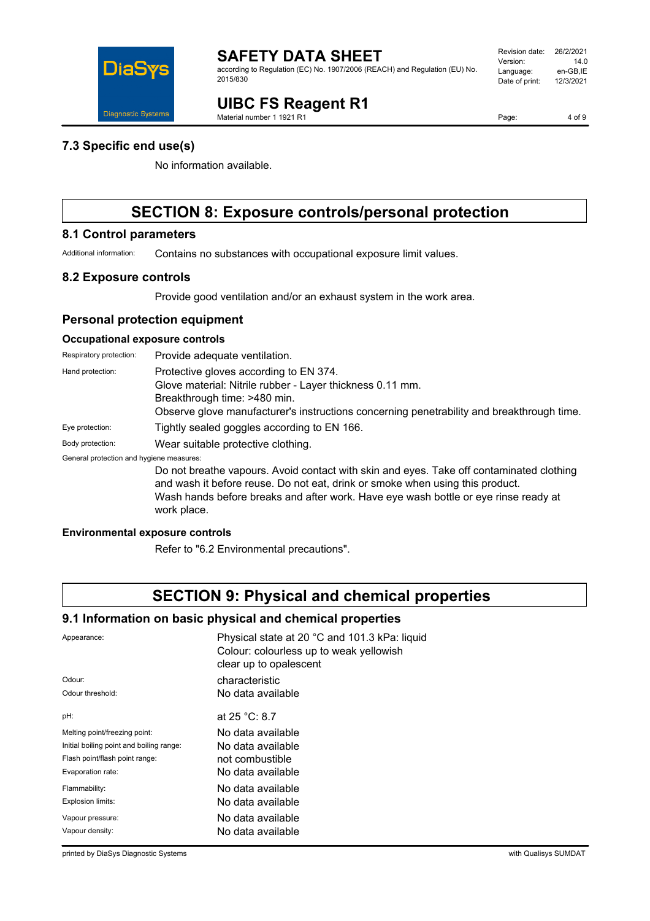### 7.3 Specific end use(s)

No information available.

## SECTION 8: Exposure controls/personal protection

### 8.1 Control parameters

Additional information: Contains no substances with occupational exposure limit values.

### 8.2 Exposure controls

Provide good ventilation and/or an exhaust system in the work area.

### Personal protection equipment

#### Occupational exposure controls

Respiratory protection: Provide adequate ventilation.

Hand protection: Protective gloves according to EN 374.
Glove material: Nitrile rubber - Layer thickness 0.11 mm.
Breakthrough time: >480 min.
Observe glove manufacturer's instructions concerning penetrability and breakthrough time.

Eye protection: Tightly sealed goggles according to EN 166.

Body protection: Wear suitable protective clothing.

General protection and hygiene measures:

Do not breathe vapours. Avoid contact with skin and eyes. Take off contaminated clothing and wash it before reuse. Do not eat, drink or smoke when using this product.
Wash hands before breaks and after work. Have eye wash bottle or eye rinse ready at work place.

#### Environmental exposure controls

Refer to "6.2 Environmental precautions".

## SECTION 9: Physical and chemical properties

### 9.1 Information on basic physical and chemical properties

| | |
|---|---|
| Appearance: | Physical state at 20 °C and 101.3 kPa: liquid<br>Colour: colourless up to weak yellowish<br>clear up to opalescent |
| Odour: | characteristic |
| Odour threshold: | No data available |
| pH: | at 25 °C: 8.7 |
| Melting point/freezing point: | No data available |
| Initial boiling point and boiling range: | No data available |
| Flash point/flash point range: | not combustible |
| Evaporation rate: | No data available |
| Flammability: | No data available |
| Explosion limits: | No data available |
| Vapour pressure: | No data available |
| Vapour density: | No data available |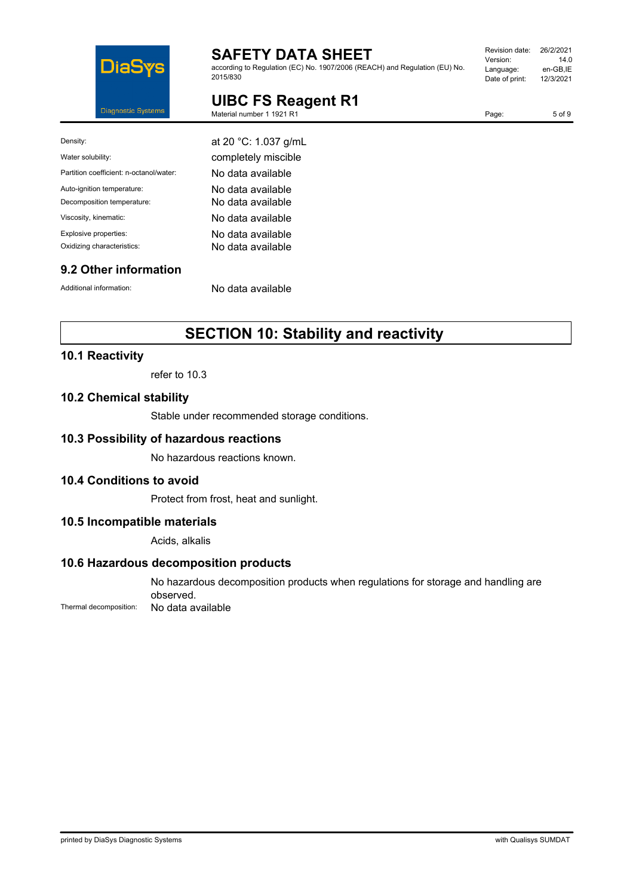| | |
|---|---|
| Density: | at 20 °C: 1.037 g/mL |
| Water solubility: | completely miscible |
| Partition coefficient: n-octanol/water: | No data available |
| Auto-ignition temperature: | No data available |
| Decomposition temperature: | No data available |
| Viscosity, kinematic: | No data available |
| Explosive properties: | No data available |
| Oxidizing characteristics: | No data available |

### 9.2 Other information

| | |
|---|---|
| Additional information: | No data available |

## SECTION 10: Stability and reactivity

### 10.1 Reactivity

refer to 10.3

### 10.2 Chemical stability

Stable under recommended storage conditions.

### 10.3 Possibility of hazardous reactions

No hazardous reactions known.

### 10.4 Conditions to avoid

Protect from frost, heat and sunlight.

### 10.5 Incompatible materials

Acids, alkalis

### 10.6 Hazardous decomposition products

No hazardous decomposition products when regulations for storage and handling are observed.

Thermal decomposition: No data available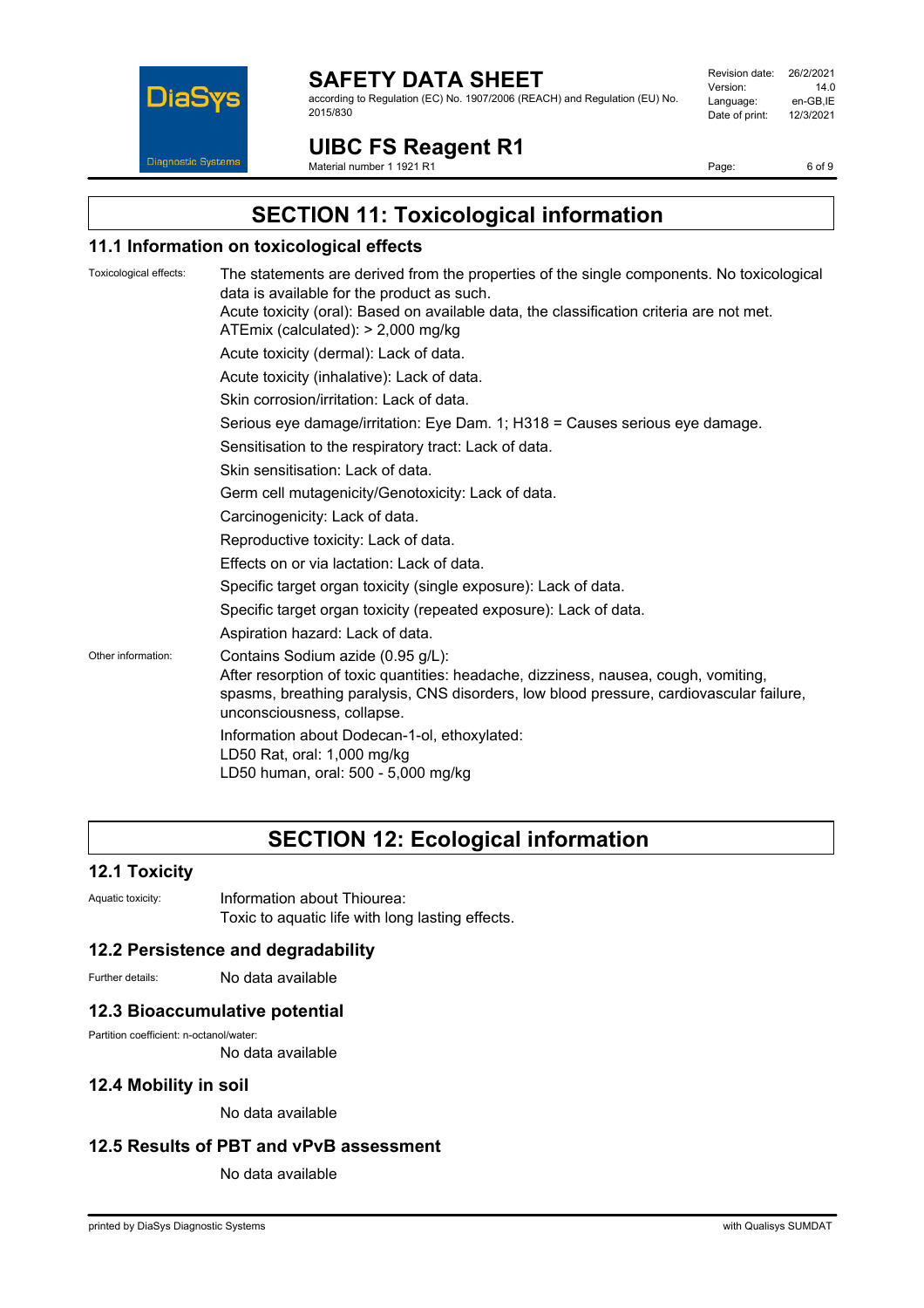# SECTION 11: Toxicological information

## 11.1 Information on toxicological effects

Toxicological effects: The statements are derived from the properties of the single components. No toxicological data is available for the product as such.
Acute toxicity (oral): Based on available data, the classification criteria are not met.
ATEmix (calculated): > 2,000 mg/kg

Acute toxicity (dermal): Lack of data.

Acute toxicity (inhalative): Lack of data.

Skin corrosion/irritation: Lack of data.

Serious eye damage/irritation: Eye Dam. 1; H318 = Causes serious eye damage.

Sensitisation to the respiratory tract: Lack of data.

Skin sensitisation: Lack of data.

Germ cell mutagenicity/Genotoxicity: Lack of data.

Carcinogenicity: Lack of data.

Reproductive toxicity: Lack of data.

Effects on or via lactation: Lack of data.

Specific target organ toxicity (single exposure): Lack of data.

Specific target organ toxicity (repeated exposure): Lack of data.

Aspiration hazard: Lack of data.

Other information: Contains Sodium azide (0.95 g/L):
After resorption of toxic quantities: headache, dizziness, nausea, cough, vomiting, spasms, breathing paralysis, CNS disorders, low blood pressure, cardiovascular failure, unconsciousness, collapse.

Information about Dodecan-1-ol, ethoxylated:
LD50 Rat, oral: 1,000 mg/kg
LD50 human, oral: 500 - 5,000 mg/kg

# SECTION 12: Ecological information

## 12.1 Toxicity

Aquatic toxicity: Information about Thiourea:
Toxic to aquatic life with long lasting effects.

## 12.2 Persistence and degradability

Further details: No data available

## 12.3 Bioaccumulative potential

Partition coefficient: n-octanol/water:
No data available

## 12.4 Mobility in soil

No data available

## 12.5 Results of PBT and vPvB assessment

No data available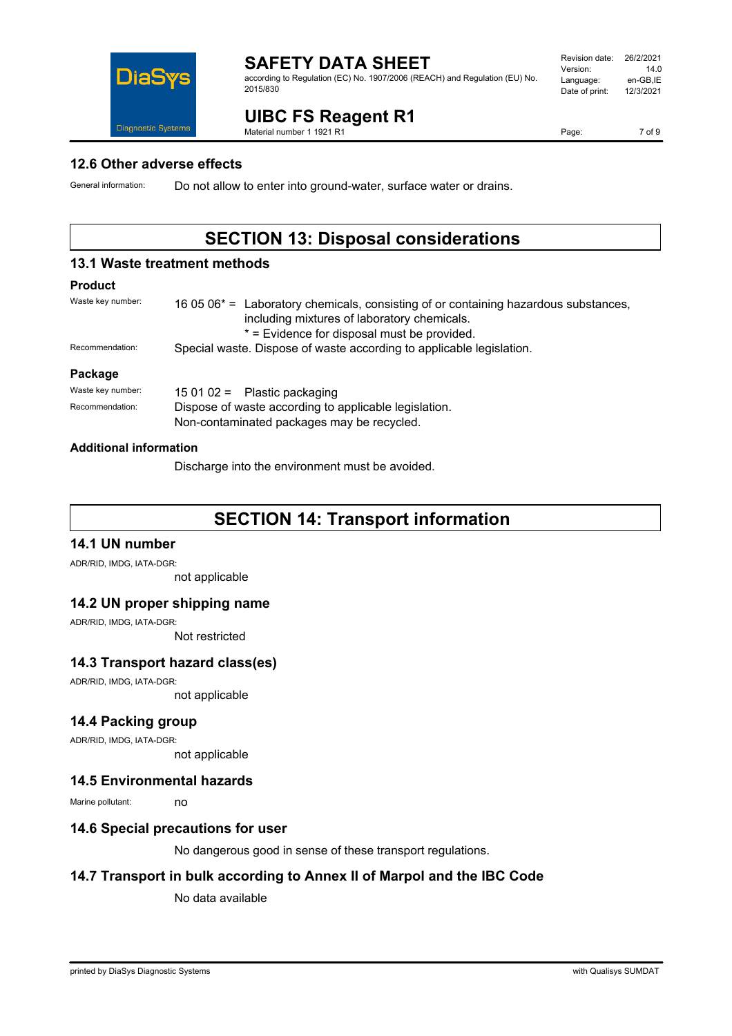## 12.6 Other adverse effects

General information: Do not allow to enter into ground-water, surface water or drains.

# SECTION 13: Disposal considerations

## 13.1 Waste treatment methods

### Product

Waste key number: 16 05 06* = Laboratory chemicals, consisting of or containing hazardous substances, including mixtures of laboratory chemicals.
* = Evidence for disposal must be provided.

Recommendation: Special waste. Dispose of waste according to applicable legislation.

### Package

Waste key number: 15 01 02 = Plastic packaging

Recommendation: Dispose of waste according to applicable legislation.
Non-contaminated packages may be recycled.

### Additional information

Discharge into the environment must be avoided.

# SECTION 14: Transport information

## 14.1 UN number

ADR/RID, IMDG, IATA-DGR:
not applicable

## 14.2 UN proper shipping name

ADR/RID, IMDG, IATA-DGR:
Not restricted

## 14.3 Transport hazard class(es)

ADR/RID, IMDG, IATA-DGR:
not applicable

## 14.4 Packing group

ADR/RID, IMDG, IATA-DGR:
not applicable

## 14.5 Environmental hazards

Marine pollutant: no

## 14.6 Special precautions for user

No dangerous good in sense of these transport regulations.

## 14.7 Transport in bulk according to Annex II of Marpol and the IBC Code

No data available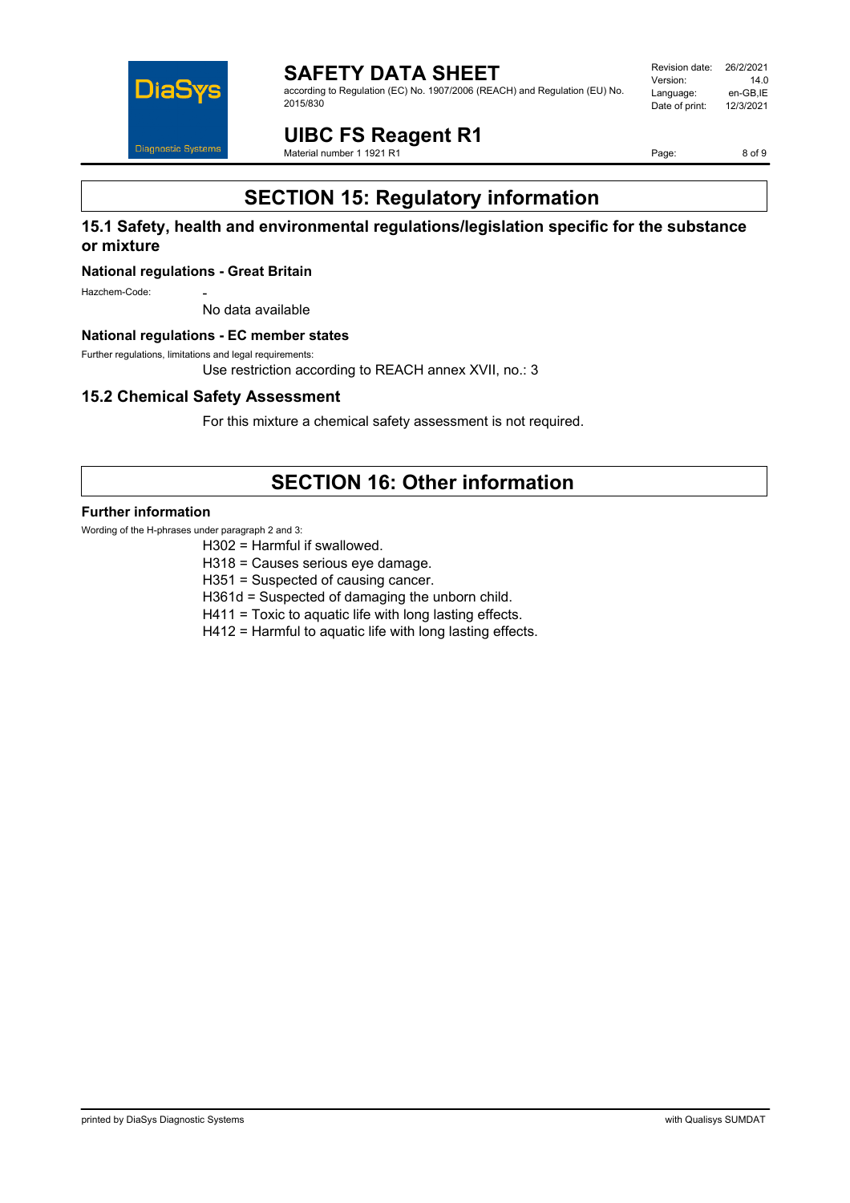# SECTION 15: Regulatory information

## 15.1 Safety, health and environmental regulations/legislation specific for the substance or mixture

### National regulations - Great Britain

Hazchem-Code: -

No data available

### National regulations - EC member states

Further regulations, limitations and legal requirements:

Use restriction according to REACH annex XVII, no.: 3

## 15.2 Chemical Safety Assessment

For this mixture a chemical safety assessment is not required.

# SECTION 16: Other information

### Further information

Wording of the H-phrases under paragraph 2 and 3:

H302 = Harmful if swallowed.
H318 = Causes serious eye damage.
H351 = Suspected of causing cancer.
H361d = Suspected of damaging the unborn child.
H411 = Toxic to aquatic life with long lasting effects.
H412 = Harmful to aquatic life with long lasting effects.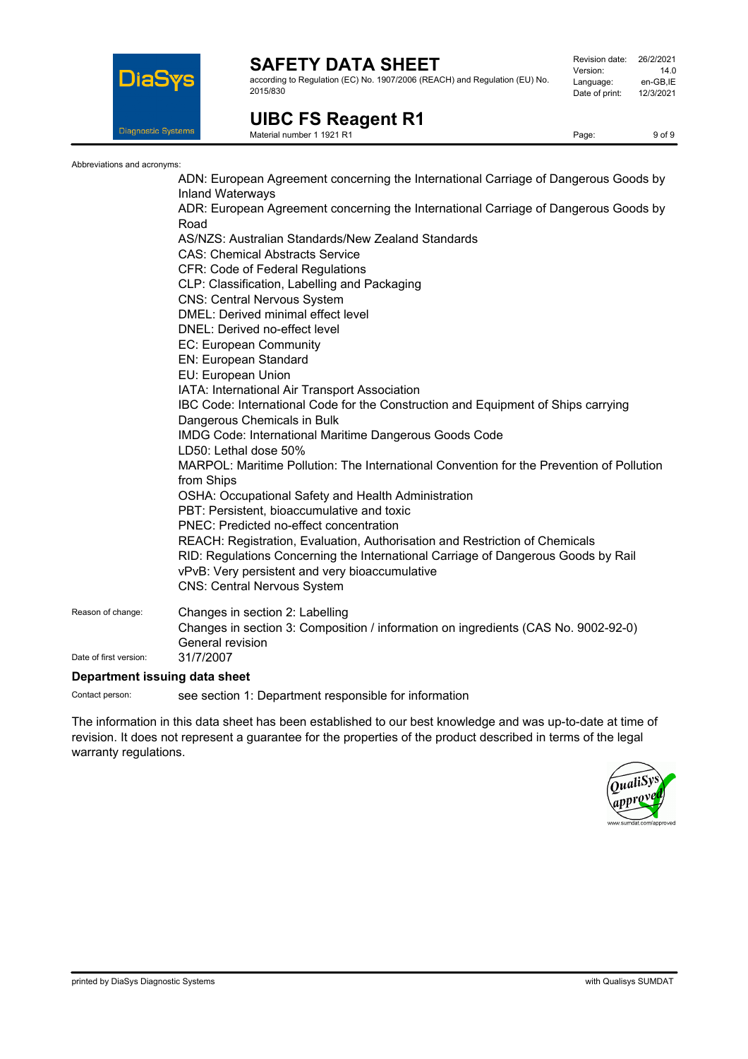Abbreviations and acronyms:

ADN: European Agreement concerning the International Carriage of Dangerous Goods by Inland Waterways
ADR: European Agreement concerning the International Carriage of Dangerous Goods by Road
AS/NZS: Australian Standards/New Zealand Standards
CAS: Chemical Abstracts Service
CFR: Code of Federal Regulations
CLP: Classification, Labelling and Packaging
CNS: Central Nervous System
DMEL: Derived minimal effect level
DNEL: Derived no-effect level
EC: European Community
EN: European Standard
EU: European Union
IATA: International Air Transport Association
IBC Code: International Code for the Construction and Equipment of Ships carrying Dangerous Chemicals in Bulk
IMDG Code: International Maritime Dangerous Goods Code
LD50: Lethal dose 50%
MARPOL: Maritime Pollution: The International Convention for the Prevention of Pollution from Ships
OSHA: Occupational Safety and Health Administration
PBT: Persistent, bioaccumulative and toxic
PNEC: Predicted no-effect concentration
REACH: Registration, Evaluation, Authorisation and Restriction of Chemicals
RID: Regulations Concerning the International Carriage of Dangerous Goods by Rail
vPvB: Very persistent and very bioaccumulative
CNS: Central Nervous System

Reason of change:
Changes in section 2: Labelling
Changes in section 3: Composition / information on ingredients (CAS No. 9002-92-0)
General revision

Date of first version: 31/7/2007

**Department issuing data sheet**

Contact person: see section 1: Department responsible for information

The information in this data sheet has been established to our best knowledge and was up-to-date at time of revision. It does not represent a guarantee for the properties of the product described in terms of the legal warranty regulations.